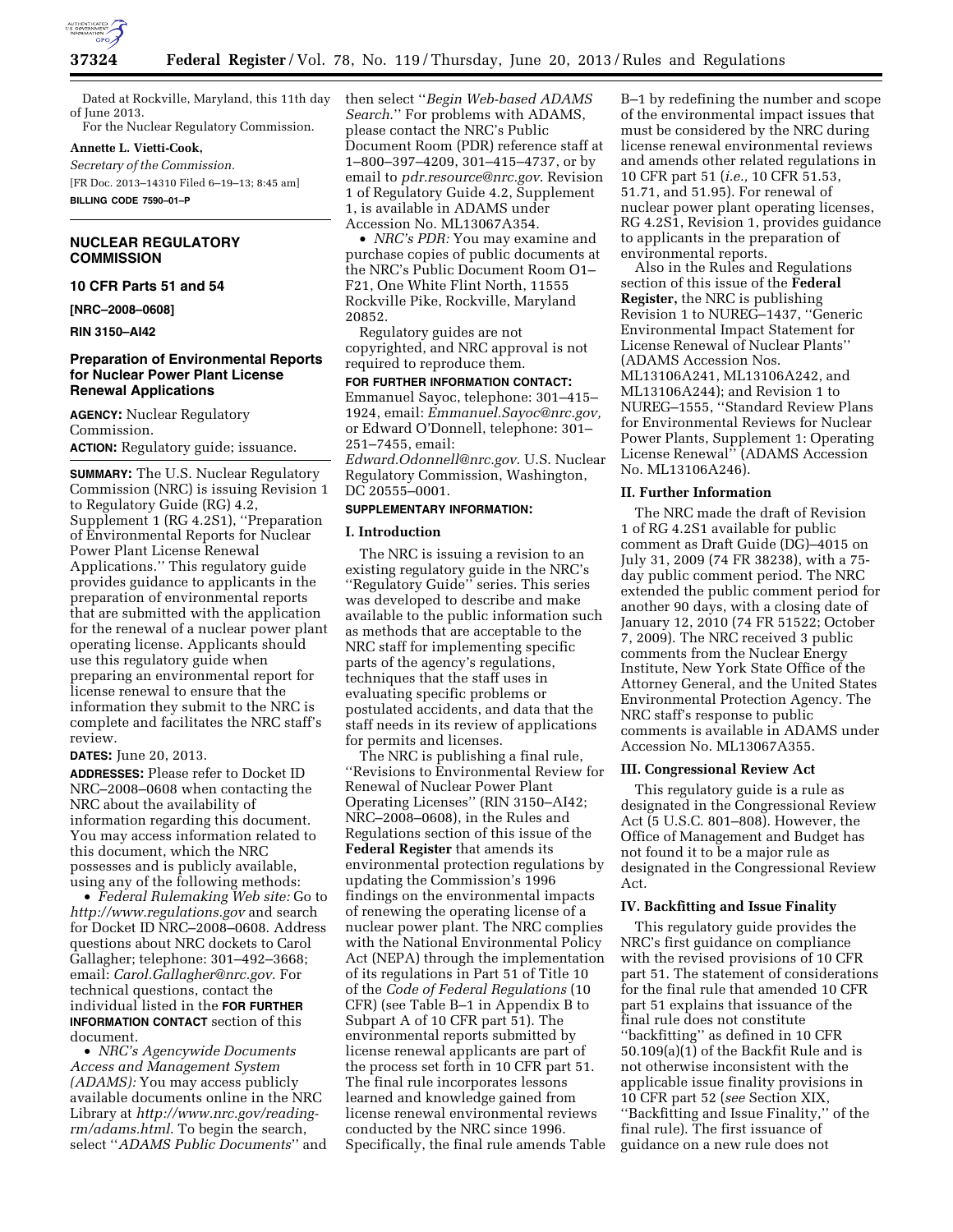Dated at Rockville, Maryland, this 11th day of June 2013.

For the Nuclear Regulatory Commission.

**Annette L. Vietti-Cook,**

*Secretary of the Commission.*

[FR Doc. 2013–14310 Filed 6–19–13; 8:45 am]

**BILLING CODE 7590–01–P**

---

## NUCLEAR REGULATORY COMMISSION

### 10 CFR Parts 51 and 54

**[NRC–2008–0608]**

**RIN 3150–AI42**

### Preparation of Environmental Reports for Nuclear Power Plant License Renewal Applications

**AGENCY:** Nuclear Regulatory Commission.

**ACTION:** Regulatory guide; issuance.

**SUMMARY:** The U.S. Nuclear Regulatory Commission (NRC) is issuing Revision 1 to Regulatory Guide (RG) 4.2, Supplement 1 (RG 4.2S1), ''Preparation of Environmental Reports for Nuclear Power Plant License Renewal Applications.'' This regulatory guide provides guidance to applicants in the preparation of environmental reports that are submitted with the application for the renewal of a nuclear power plant operating license. Applicants should use this regulatory guide when preparing an environmental report for license renewal to ensure that the information they submit to the NRC is complete and facilitates the NRC staff's review.

**DATES:** June 20, 2013.

**ADDRESSES:** Please refer to Docket ID NRC–2008–0608 when contacting the NRC about the availability of information regarding this document. You may access information related to this document, which the NRC possesses and is publicly available, using any of the following methods:

- *Federal Rulemaking Web site:* Go to *http://www.regulations.gov* and search for Docket ID NRC–2008–0608. Address questions about NRC dockets to Carol Gallagher; telephone: 301–492–3668; email: *Carol.Gallagher@nrc.gov*. For technical questions, contact the individual listed in the **FOR FURTHER INFORMATION CONTACT** section of this document.
- *NRC's Agencywide Documents Access and Management System (ADAMS):* You may access publicly available documents online in the NRC Library at *http://www.nrc.gov/reading-rm/adams.html*. To begin the search, select ''*ADAMS Public Documents*'' and then select ''*Begin Web-based ADAMS Search.*'' For problems with ADAMS, please contact the NRC's Public Document Room (PDR) reference staff at 1–800–397–4209, 301–415–4737, or by email to *pdr.resource@nrc.gov*. Revision 1 of Regulatory Guide 4.2, Supplement 1, is available in ADAMS under Accession No. ML13067A354.
- *NRC's PDR:* You may examine and purchase copies of public documents at the NRC's Public Document Room O1–F21, One White Flint North, 11555 Rockville Pike, Rockville, Maryland 20852.

Regulatory guides are not copyrighted, and NRC approval is not required to reproduce them.

**FOR FURTHER INFORMATION CONTACT:** Emmanuel Sayoc, telephone: 301–415–1924, email: *Emmanuel.Sayoc@nrc.gov,* or Edward O'Donnell, telephone: 301–251–7455, email: *Edward.Odonnell@nrc.gov*. U.S. Nuclear Regulatory Commission, Washington, DC 20555–0001.

**SUPPLEMENTARY INFORMATION:**

#### I. Introduction

The NRC is issuing a revision to an existing regulatory guide in the NRC's ''Regulatory Guide'' series. This series was developed to describe and make available to the public information such as methods that are acceptable to the NRC staff for implementing specific parts of the agency's regulations, techniques that the staff uses in evaluating specific problems or postulated accidents, and data that the staff needs in its review of applications for permits and licenses.

The NRC is publishing a final rule, ''Revisions to Environmental Review for Renewal of Nuclear Power Plant Operating Licenses'' (RIN 3150–AI42; NRC–2008–0608), in the Rules and Regulations section of this issue of the **Federal Register** that amends its environmental protection regulations by updating the Commission's 1996 findings on the environmental impacts of renewing the operating license of a nuclear power plant. The NRC complies with the National Environmental Policy Act (NEPA) through the implementation of its regulations in Part 51 of Title 10 of the *Code of Federal Regulations* (10 CFR) (see Table B–1 in Appendix B to Subpart A of 10 CFR part 51). The environmental reports submitted by license renewal applicants are part of the process set forth in 10 CFR part 51. The final rule incorporates lessons learned and knowledge gained from license renewal environmental reviews conducted by the NRC since 1996. Specifically, the final rule amends Table B–1 by redefining the number and scope of the environmental impact issues that must be considered by the NRC during license renewal environmental reviews and amends other related regulations in 10 CFR part 51 (*i.e.,* 10 CFR 51.53, 51.71, and 51.95). For renewal of nuclear power plant operating licenses, RG 4.2S1, Revision 1, provides guidance to applicants in the preparation of environmental reports.

Also in the Rules and Regulations section of this issue of the **Federal Register,** the NRC is publishing Revision 1 to NUREG–1437, ''Generic Environmental Impact Statement for License Renewal of Nuclear Plants'' (ADAMS Accession Nos. ML13106A241, ML13106A242, and ML13106A244); and Revision 1 to NUREG–1555, ''Standard Review Plans for Environmental Reviews for Nuclear Power Plants, Supplement 1: Operating License Renewal'' (ADAMS Accession No. ML13106A246).

#### II. Further Information

The NRC made the draft of Revision 1 of RG 4.2S1 available for public comment as Draft Guide (DG)–4015 on July 31, 2009 (74 FR 38238), with a 75-day public comment period. The NRC extended the public comment period for another 90 days, with a closing date of January 12, 2010 (74 FR 51522; October 7, 2009). The NRC received 3 public comments from the Nuclear Energy Institute, New York State Office of the Attorney General, and the United States Environmental Protection Agency. The NRC staff's response to public comments is available in ADAMS under Accession No. ML13067A355.

#### III. Congressional Review Act

This regulatory guide is a rule as designated in the Congressional Review Act (5 U.S.C. 801–808). However, the Office of Management and Budget has not found it to be a major rule as designated in the Congressional Review Act.

#### IV. Backfitting and Issue Finality

This regulatory guide provides the NRC's first guidance on compliance with the revised provisions of 10 CFR part 51. The statement of considerations for the final rule that amended 10 CFR part 51 explains that issuance of the final rule does not constitute ''backfitting'' as defined in 10 CFR 50.109(a)(1) of the Backfit Rule and is not otherwise inconsistent with the applicable issue finality provisions in 10 CFR part 52 (*see* Section XIX, ''Backfitting and Issue Finality,'' of the final rule). The first issuance of guidance on a new rule does not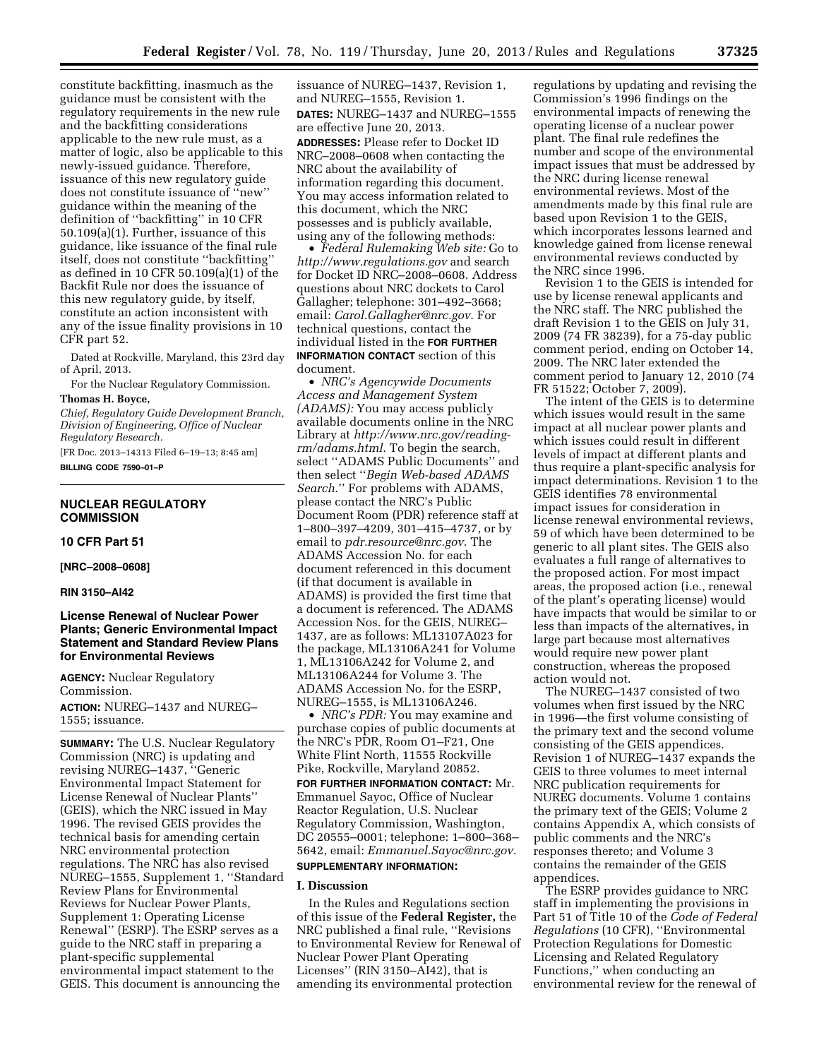constitute backfitting, inasmuch as the guidance must be consistent with the regulatory requirements in the new rule and the backfitting considerations applicable to the new rule must, as a matter of logic, also be applicable to this newly-issued guidance. Therefore, issuance of this new regulatory guide does not constitute issuance of ''new'' guidance within the meaning of the definition of ''backfitting'' in 10 CFR 50.109(a)(1). Further, issuance of this guidance, like issuance of the final rule itself, does not constitute ''backfitting'' as defined in 10 CFR 50.109(a)(1) of the Backfit Rule nor does the issuance of this new regulatory guide, by itself, constitute an action inconsistent with any of the issue finality provisions in 10 CFR part 52.

Dated at Rockville, Maryland, this 23rd day of April, 2013.

For the Nuclear Regulatory Commission.

**Thomas H. Boyce,**

*Chief, Regulatory Guide Development Branch, Division of Engineering, Office of Nuclear Regulatory Research.*

[FR Doc. 2013–14313 Filed 6–19–13; 8:45 am]

**BILLING CODE 7590–01–P**

---

## NUCLEAR REGULATORY COMMISSION

### 10 CFR Part 51

**[NRC–2008–0608]**

**RIN 3150–AI42**

### License Renewal of Nuclear Power Plants; Generic Environmental Impact Statement and Standard Review Plans for Environmental Reviews

**AGENCY:** Nuclear Regulatory Commission.

**ACTION:** NUREG–1437 and NUREG–1555; issuance.

**SUMMARY:** The U.S. Nuclear Regulatory Commission (NRC) is updating and revising NUREG–1437, ''Generic Environmental Impact Statement for License Renewal of Nuclear Plants'' (GEIS), which the NRC issued in May 1996. The revised GEIS provides the technical basis for amending certain NRC environmental protection regulations. The NRC has also revised NUREG–1555, Supplement 1, ''Standard Review Plans for Environmental Reviews for Nuclear Power Plants, Supplement 1: Operating License Renewal'' (ESRP). The ESRP serves as a guide to the NRC staff in preparing a plant-specific supplemental environmental impact statement to the GEIS. This document is announcing the issuance of NUREG–1437, Revision 1, and NUREG–1555, Revision 1.

**DATES:** NUREG–1437 and NUREG–1555 are effective June 20, 2013.

**ADDRESSES:** Please refer to Docket ID NRC–2008–0608 when contacting the NRC about the availability of information regarding this document. You may access information related to this document, which the NRC possesses and is publicly available, using any of the following methods:

- *Federal Rulemaking Web site:* Go to *http://www.regulations.gov* and search for Docket ID NRC–2008–0608. Address questions about NRC dockets to Carol Gallagher; telephone: 301–492–3668; email: *Carol.Gallagher@nrc.gov.* For technical questions, contact the individual listed in the **FOR FURTHER INFORMATION CONTACT** section of this document.
- *NRC's Agencywide Documents Access and Management System (ADAMS):* You may access publicly available documents online in the NRC Library at *http://www.nrc.gov/reading-rm/adams.html.* To begin the search, select ''ADAMS Public Documents'' and then select ''*Begin Web-based ADAMS Search.*'' For problems with ADAMS, please contact the NRC's Public Document Room (PDR) reference staff at 1–800–397–4209, 301–415–4737, or by email to *pdr.resource@nrc.gov.* The ADAMS Accession No. for each document referenced in this document (if that document is available in ADAMS) is provided the first time that a document is referenced. The ADAMS Accession Nos. for the GEIS, NUREG–1437, are as follows: ML13107A023 for the package, ML13106A241 for Volume 1, ML13106A242 for Volume 2, and ML13106A244 for Volume 3. The ADAMS Accession No. for the ESRP, NUREG–1555, is ML13106A246.
- *NRC's PDR:* You may examine and purchase copies of public documents at the NRC's PDR, Room O1–F21, One White Flint North, 11555 Rockville Pike, Rockville, Maryland 20852.

**FOR FURTHER INFORMATION CONTACT:** Mr. Emmanuel Sayoc, Office of Nuclear Reactor Regulation, U.S. Nuclear Regulatory Commission, Washington, DC 20555–0001; telephone: 1–800–368–5642, email: *Emmanuel.Sayoc@nrc.gov.*

**SUPPLEMENTARY INFORMATION:**

#### I. Discussion

In the Rules and Regulations section of this issue of the **Federal Register,** the NRC published a final rule, ''Revisions to Environmental Review for Renewal of Nuclear Power Plant Operating Licenses'' (RIN 3150–AI42), that is amending its environmental protection regulations by updating and revising the Commission's 1996 findings on the environmental impacts of renewing the operating license of a nuclear power plant. The final rule redefines the number and scope of the environmental impact issues that must be addressed by the NRC during license renewal environmental reviews. Most of the amendments made by this final rule are based upon Revision 1 to the GEIS, which incorporates lessons learned and knowledge gained from license renewal environmental reviews conducted by the NRC since 1996.

Revision 1 to the GEIS is intended for use by license renewal applicants and the NRC staff. The NRC published the draft Revision 1 to the GEIS on July 31, 2009 (74 FR 38239), for a 75-day public comment period, ending on October 14, 2009. The NRC later extended the comment period to January 12, 2010 (74 FR 51522; October 7, 2009).

The intent of the GEIS is to determine which issues would result in the same impact at all nuclear power plants and which issues could result in different levels of impact at different plants and thus require a plant-specific analysis for impact determinations. Revision 1 to the GEIS identifies 78 environmental impact issues for consideration in license renewal environmental reviews, 59 of which have been determined to be generic to all plant sites. The GEIS also evaluates a full range of alternatives to the proposed action. For most impact areas, the proposed action (i.e., renewal of the plant's operating license) would have impacts that would be similar to or less than impacts of the alternatives, in large part because most alternatives would require new power plant construction, whereas the proposed action would not.

The NUREG–1437 consisted of two volumes when first issued by the NRC in 1996—the first volume consisting of the primary text and the second volume consisting of the GEIS appendices. Revision 1 of NUREG–1437 expands the GEIS to three volumes to meet internal NRC publication requirements for NUREG documents. Volume 1 contains the primary text of the GEIS; Volume 2 contains Appendix A, which consists of public comments and the NRC's responses thereto; and Volume 3 contains the remainder of the GEIS appendices.

The ESRP provides guidance to NRC staff in implementing the provisions in Part 51 of Title 10 of the *Code of Federal Regulations* (10 CFR), ''Environmental Protection Regulations for Domestic Licensing and Related Regulatory Functions,'' when conducting an environmental review for the renewal of